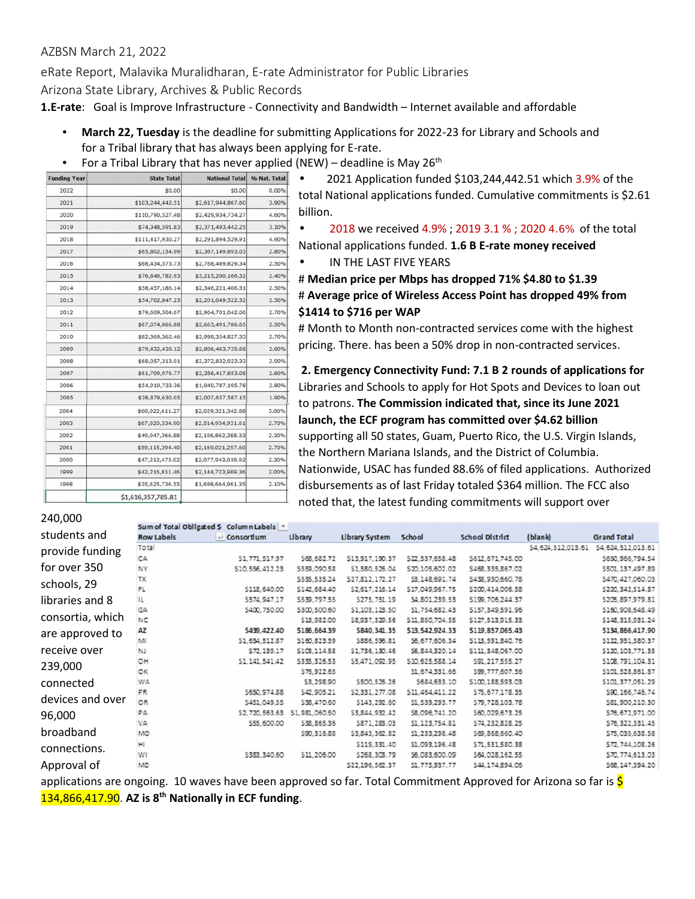AZBSN March 21, 2022

eRate Report, Malavika Muralidharan, E-rate Administrator for Public Libraries

Arizona State Library, Archives & Public Records

**1.E-rate**: Goal is Improve Infrastructure - Connectivity and Bandwidth – Internet available and affordable

- **March 22, Tuesday** is the deadline for submitting Applications for 2022-23 for Library and Schools and for a Tribal library that has always been applying for E-rate.
- For a Tribal Library that has never applied (NEW) – deadline is May 26th

| Funding Year | State Total | National Total | % Nat. Total |
|---|---|---|---|
| 2022 | $0.00 | $0.00 | 0.00% |
| 2021 | $103,244,442.51 | $2,617,944,867.60 | 3.90% |
| 2020 | $110,790,527.48 | $2,429,934,734.27 | 4.60% |
| 2019 | $74,348,591.83 | $2,371,493,442.25 | 3.10% |
| 2018 | $111,417,930.27 | $2,291,894,529.91 | 4.90% |
| 2017 | $65,802,154.99 | $2,367,149,893.03 | 2.80% |
| 2016 | $68,434,373.73 | $2,768,489,829.34 | 2.50% |
| 2015 | $76,846,782.93 | $3,215,200,166.32 | 2.40% |
| 2014 | $58,457,186.14 | $2,346,221,406.31 | 2.50% |
| 2013 | $54,702,847.23 | $2,201,049,522.32 | 2.50% |
| 2012 | $79,609,504.67 | $2,964,701,042.06 | 2.70% |
| 2011 | $67,074,066.88 | $2,663,491,786.65 | 2.50% |
| 2010 | $82,369,362.46 | $2,998,354,827.33 | 2.70% |
| 2009 | $79,432,430.12 | $2,806,463,735.68 | 2.80% |
| 2008 | $68,057,313.91 | $2,372,832,023.33 | 2.00% |
| 2007 | $61,709,976.77 | $2,356,417,853.08 | 2.60% |
| 2006 | $54,919,733.36 | $1,949,787,195.78 | 2.80% |
| 2005 | $38,879,630.05 | $2,007,657,587.15 | 1.90% |
| 2004 | $60,022,611.27 | $2,029,321,342.88 | 3.00% |
| 2003 | $67,020,334.90 | $2,514,934,931.61 | 2.70% |
| 2002 | $49,047,366.88 | $2,106,862,388.33 | 2.30% |
| 2001 | $59,115,394.40 | $2,169,021,257.60 | 2.70% |
| 2000 | $47,212,475.02 | $2,077,043,019.92 | 2.30% |
| 1999 | $42,216,811.46 | $2,144,723,989.36 | 2.00% |
| 1998 | $35,625,736.55 | $1,698,664,961.35 | 2.10% |
| | $1,616,357,785.81 | | |

- 2021 Application funded $103,244,442.51 which 3.9% of the total National applications funded. Cumulative commitments is $2.61 billion.
- 2018 we received 4.9% ; 2019 3.1 % ; 2020 4.6% of the total National applications funded. **1.6 B E-rate money received**
- IN THE LAST FIVE YEARS

\# **Median price per Mbps has dropped 71% $4.80 to $1.39**

\# **Average price of Wireless Access Point has dropped 49% from $1414 to $716 per WAP**

\# Month to Month non-contracted services come with the highest pricing. There. has been a 50% drop in non-contracted services.

**2. Emergency Connectivity Fund: 7.1 B 2 rounds of applications for** Libraries and Schools to apply for Hot Spots and Devices to loan out to patrons. **The Commission indicated that, since its June 2021 launch, the ECF program has committed over $4.62 billion** supporting all 50 states, Guam, Puerto Rico, the U.S. Virgin Islands, the Northern Mariana Islands, and the District of Columbia. Nationwide, USAC has funded 88.6% of filed applications. Authorized disbursements as of last Friday totaled $364 million. The FCC also noted that, the latest funding commitments will support over 240,000 students and provide funding for over 350 schools, 29 libraries and 8 consortia, which are approved to receive over 239,000 connected devices and over 96,000 broadband connections. Approval of applications are ongoing. 10 waves have been approved so far. Total Commitment Approved for Arizona so far is $ 134,866,417.90. **AZ is 8th Nationally in ECF funding**.

| Sum of Total Obligated $ | Column Labels | | | | | | |
|---|---|---|---|---|---|---|---|
| Row Labels | Consortium | Library | Library System | School | School District | (blank) | Grand Total |
| Total | | | | | | $4,624,512,013.61 | $4,624,512,013.61 |
| CA | $1,771,517.97 | $68,682.72 | $13,917,190.37 | $22,537,658.48 | $612,671,745.00 | | $650,966,794.54 |
| NY | $10,556,412.23 | $559,090.58 | $1,580,525.04 | $20,105,602.02 | $468,335,867.02 | | $501,137,497.89 |
| TX | | $535,535.24 | $27,812,172.27 | $3,148,691.74 | $438,930,660.78 | | $470,427,060.03 |
| FL | $118,640.00 | $142,684.40 | $2,617,216.14 | $17,049,967.75 | $200,414,006.58 | | $220,342,514.87 |
| IL | $574,947.17 | $539,797.55 | $275,751.19 | $4,801,239.53 | $199,706,244.37 | | $205,897,979.81 |
| GA | $400,750.00 | $300,500.60 | $1,103,123.50 | $1,754,682.43 | $157,349,591.96 | | $160,908,648.49 |
| NC | | $13,982.00 | $8,937,329.56 | $11,850,704.35 | $127,513,915.33 | | $148,315,931.24 |
| **AZ** | **$439,422.40** | **$186,664.39** | **$840,341.35** | **$13,542,924.33** | **$119,857,065.43** | | **$134,866,417.90** |
| MI | $1,634,512.87 | $160,823.59 | $886,596.81 | $6,677,606.34 | $113,591,840.76 | | $122,951,380.37 |
| NJ | $72,139.17 | $108,114.58 | $1,736,130.46 | $6,844,320.14 | $111,348,067.00 | | $120,103,771.35 |
| OH | $1,141,541.42 | $335,326.53 | $5,471,092.95 | $10,625,588.14 | $91,217,555.27 | | $108,791,104.31 |
| OK | | $76,922.65 | | $1,674,331.66 | $99,777,607.56 | | $101,528,861.87 |
| WA | | $3,298.90 | $500,526.26 | $684,633.10 | $100,188,593.03 | | $101,377,051.29 |
| PR | $650,974.88 | $42,905.21 | $2,331,277.08 | $11,464,411.22 | $75,677,178.35 | | $90,166,746.74 |
| OR | $451,049.55 | $38,470.60 | $143,292.60 | $1,539,293.77 | $79,728,103.78 | | $81,900,210.30 |
| PA | $2,720,563.63 | $1,981,060.50 | $3,844,932.42 | $8,096,741.20 | $60,029,673.25 | | $76,672,971.00 |
| VA | $55,600.00 | $38,865.36 | $871,283.03 | $1,123,754.81 | $74,232,828.25 | | $76,322,331.45 |
| MO | | $90,316.88 | $3,843,362.82 | $1,233,298.48 | $69,868,660.40 | | $75,035,638.58 |
| HI | | | $119,331.40 | $1,093,196.48 | $71,531,580.38 | | $72,744,108.26 |
| WI | $383,340.60 | $11,206.00 | $268,303.79 | $6,083,600.09 | $64,028,162.55 | | $70,774,613.03 |
| MD | | | $22,196,562.37 | $1,775,937.77 | $44,174,894.06 | | $68,147,394.20 |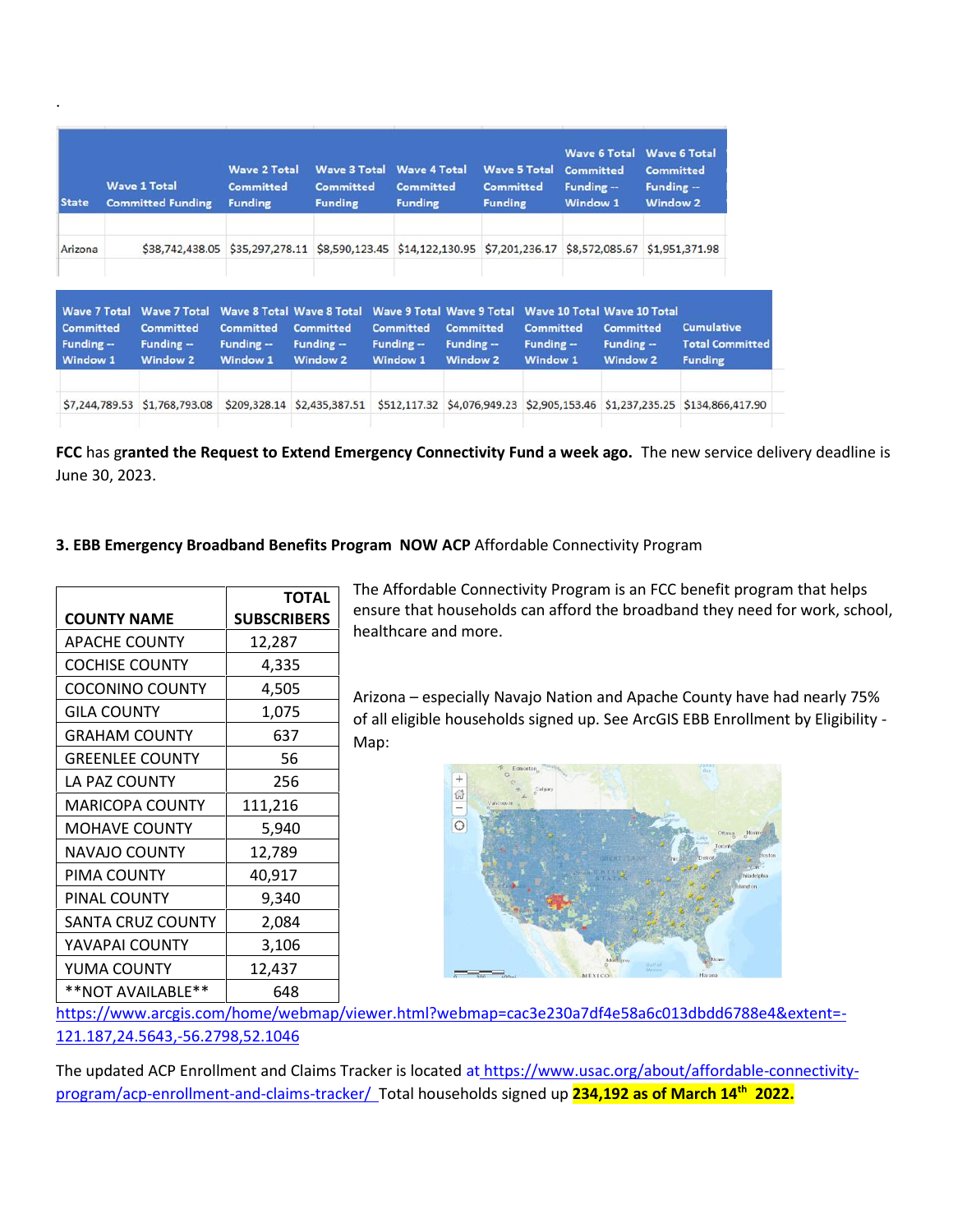.

| State | Wave 1 Total Committed Funding | Wave 2 Total Committed Funding | Wave 3 Total Committed Funding | Wave 4 Total Committed Funding | Wave 5 Total Committed Funding | Wave 6 Total Committed Funding -- Window 1 | Wave 6 Total Committed Funding -- Window 2 |
|---|---|---|---|---|---|---|---|
| Arizona | $38,742,438.05 | $35,297,278.11 | $8,590,123.45 | $14,122,130.95 | $7,201,236.17 | $8,572,085.67 | $1,951,371.98 |

| Wave 7 Total Committed Funding -- Window 1 | Wave 7 Total Committed Funding -- Window 2 | Wave 8 Total Committed Funding -- Window 1 | Wave 8 Total Committed Funding -- Window 2 | Wave 9 Total Committed Funding -- Window 1 | Wave 9 Total Committed Funding -- Window 2 | Wave 10 Total Committed Funding -- Window 1 | Wave 10 Total Committed Funding -- Window 2 | Cumulative Total Committed Funding |
|---|---|---|---|---|---|---|---|---|
| $7,244,789.53 | $1,768,793.08 | $209,328.14 | $2,435,387.51 | $512,117.32 | $4,076,949.23 | $2,905,153.46 | $1,237,235.25 | $134,866,417.90 |

**FCC** has **granted the Request to Extend Emergency Connectivity Fund a week ago.** The new service delivery deadline is June 30, 2023.

**3. EBB Emergency Broadband Benefits Program NOW ACP** Affordable Connectivity Program

| COUNTY NAME | TOTAL SUBSCRIBERS |
|---|---|
| APACHE COUNTY | 12,287 |
| COCHISE COUNTY | 4,335 |
| COCONINO COUNTY | 4,505 |
| GILA COUNTY | 1,075 |
| GRAHAM COUNTY | 637 |
| GREENLEE COUNTY | 56 |
| LA PAZ COUNTY | 256 |
| MARICOPA COUNTY | 111,216 |
| MOHAVE COUNTY | 5,940 |
| NAVAJO COUNTY | 12,789 |
| PIMA COUNTY | 40,917 |
| PINAL COUNTY | 9,340 |
| SANTA CRUZ COUNTY | 2,084 |
| YAVAPAI COUNTY | 3,106 |
| YUMA COUNTY | 12,437 |
| **NOT AVAILABLE** | 648 |

The Affordable Connectivity Program is an FCC benefit program that helps ensure that households can afford the broadband they need for work, school, healthcare and more.

Arizona – especially Navajo Nation and Apache County have had nearly 75% of all eligible households signed up. See ArcGIS EBB Enrollment by Eligibility - Map:

https://www.arcgis.com/home/webmap/viewer.html?webmap=cac3e230a7df4e58a6c013dbdd6788e4&extent=-121.187,24.5643,-56.2798,52.1046

The updated ACP Enrollment and Claims Tracker is located at https://www.usac.org/about/affordable-connectivity-program/acp-enrollment-and-claims-tracker/ Total households signed up **234,192 as of March 14th 2022.**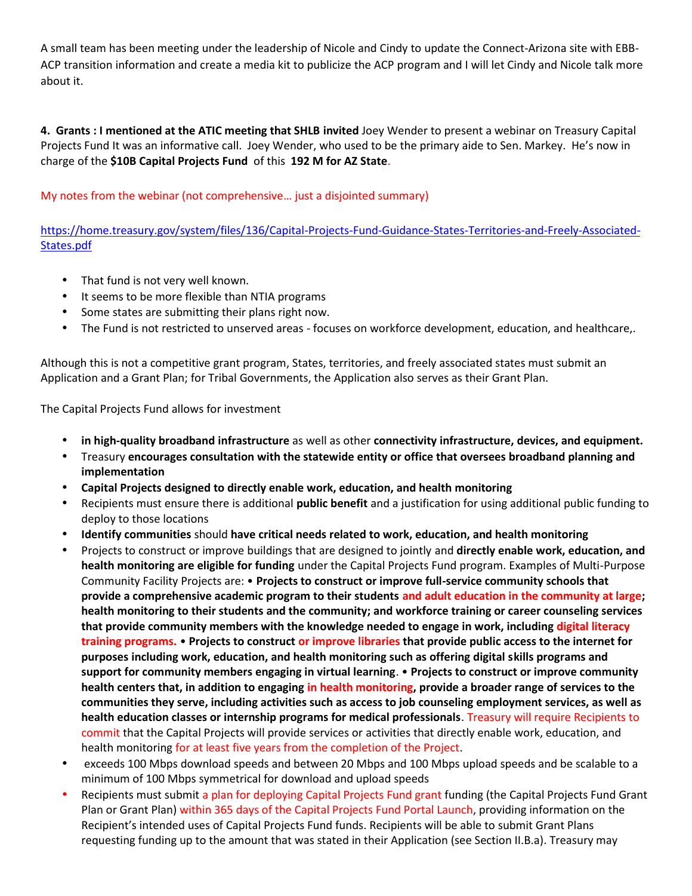A small team has been meeting under the leadership of Nicole and Cindy to update the Connect-Arizona site with EBB-ACP transition information and create a media kit to publicize the ACP program and I will let Cindy and Nicole talk more about it.

**4. Grants : I mentioned at the ATIC meeting that SHLB invited** Joey Wender to present a webinar on Treasury Capital Projects Fund It was an informative call. Joey Wender, who used to be the primary aide to Sen. Markey. He's now in charge of the **$10B Capital Projects Fund** of this **192 M for AZ State**.

My notes from the webinar (not comprehensive… just a disjointed summary)

https://home.treasury.gov/system/files/136/Capital-Projects-Fund-Guidance-States-Territories-and-Freely-Associated-States.pdf

- That fund is not very well known.
- It seems to be more flexible than NTIA programs
- Some states are submitting their plans right now.
- The Fund is not restricted to unserved areas - focuses on workforce development, education, and healthcare,.

Although this is not a competitive grant program, States, territories, and freely associated states must submit an Application and a Grant Plan; for Tribal Governments, the Application also serves as their Grant Plan.

The Capital Projects Fund allows for investment

- **in high-quality broadband infrastructure** as well as other **connectivity infrastructure, devices, and equipment.**
- Treasury **encourages consultation with the statewide entity or office that oversees broadband planning and implementation**
- **Capital Projects designed to directly enable work, education, and health monitoring**
- Recipients must ensure there is additional **public benefit** and a justification for using additional public funding to deploy to those locations
- **Identify communities** should **have critical needs related to work, education, and health monitoring**
- Projects to construct or improve buildings that are designed to jointly and **directly enable work, education, and health monitoring are eligible for funding** under the Capital Projects Fund program. Examples of Multi-Purpose Community Facility Projects are: • **Projects to construct or improve full-service community schools that provide a comprehensive academic program to their students and adult education in the community at large; health monitoring to their students and the community; and workforce training or career counseling services that provide community members with the knowledge needed to engage in work, including digital literacy training programs.** • **Projects to construct or improve libraries that provide public access to the internet for purposes including work, education, and health monitoring such as offering digital skills programs and support for community members engaging in virtual learning**. • **Projects to construct or improve community health centers that, in addition to engaging in health monitoring, provide a broader range of services to the communities they serve, including activities such as access to job counseling employment services, as well as health education classes or internship programs for medical professionals**. Treasury will require Recipients to commit that the Capital Projects will provide services or activities that directly enable work, education, and health monitoring for at least five years from the completion of the Project.
- exceeds 100 Mbps download speeds and between 20 Mbps and 100 Mbps upload speeds and be scalable to a minimum of 100 Mbps symmetrical for download and upload speeds
- Recipients must submit a plan for deploying Capital Projects Fund grant funding (the Capital Projects Fund Grant Plan or Grant Plan) within 365 days of the Capital Projects Fund Portal Launch, providing information on the Recipient's intended uses of Capital Projects Fund funds. Recipients will be able to submit Grant Plans requesting funding up to the amount that was stated in their Application (see Section II.B.a). Treasury may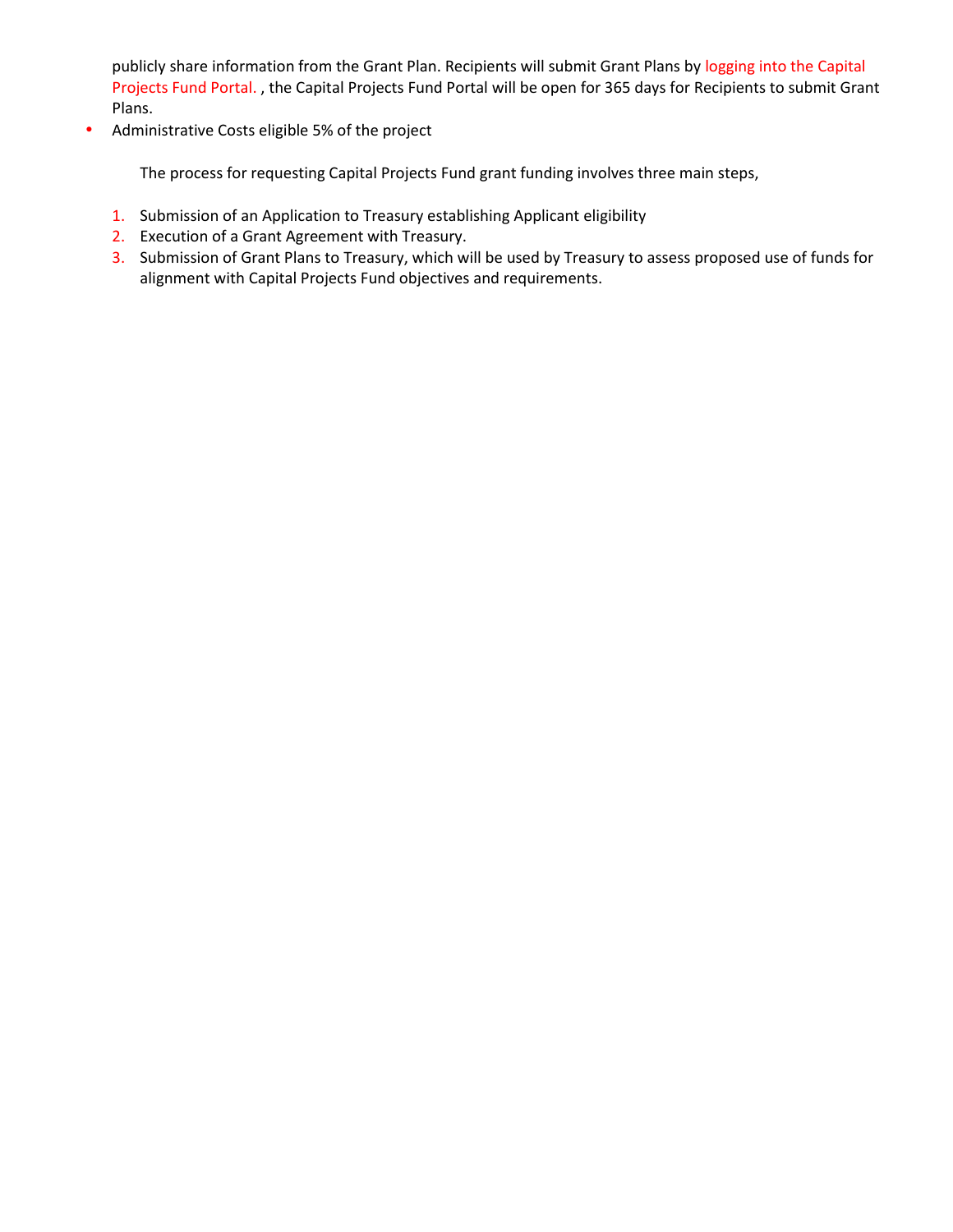publicly share information from the Grant Plan. Recipients will submit Grant Plans by logging into the Capital Projects Fund Portal. , the Capital Projects Fund Portal will be open for 365 days for Recipients to submit Grant Plans.

- Administrative Costs eligible 5% of the project

The process for requesting Capital Projects Fund grant funding involves three main steps,

1. Submission of an Application to Treasury establishing Applicant eligibility
2. Execution of a Grant Agreement with Treasury.
3. Submission of Grant Plans to Treasury, which will be used by Treasury to assess proposed use of funds for alignment with Capital Projects Fund objectives and requirements.